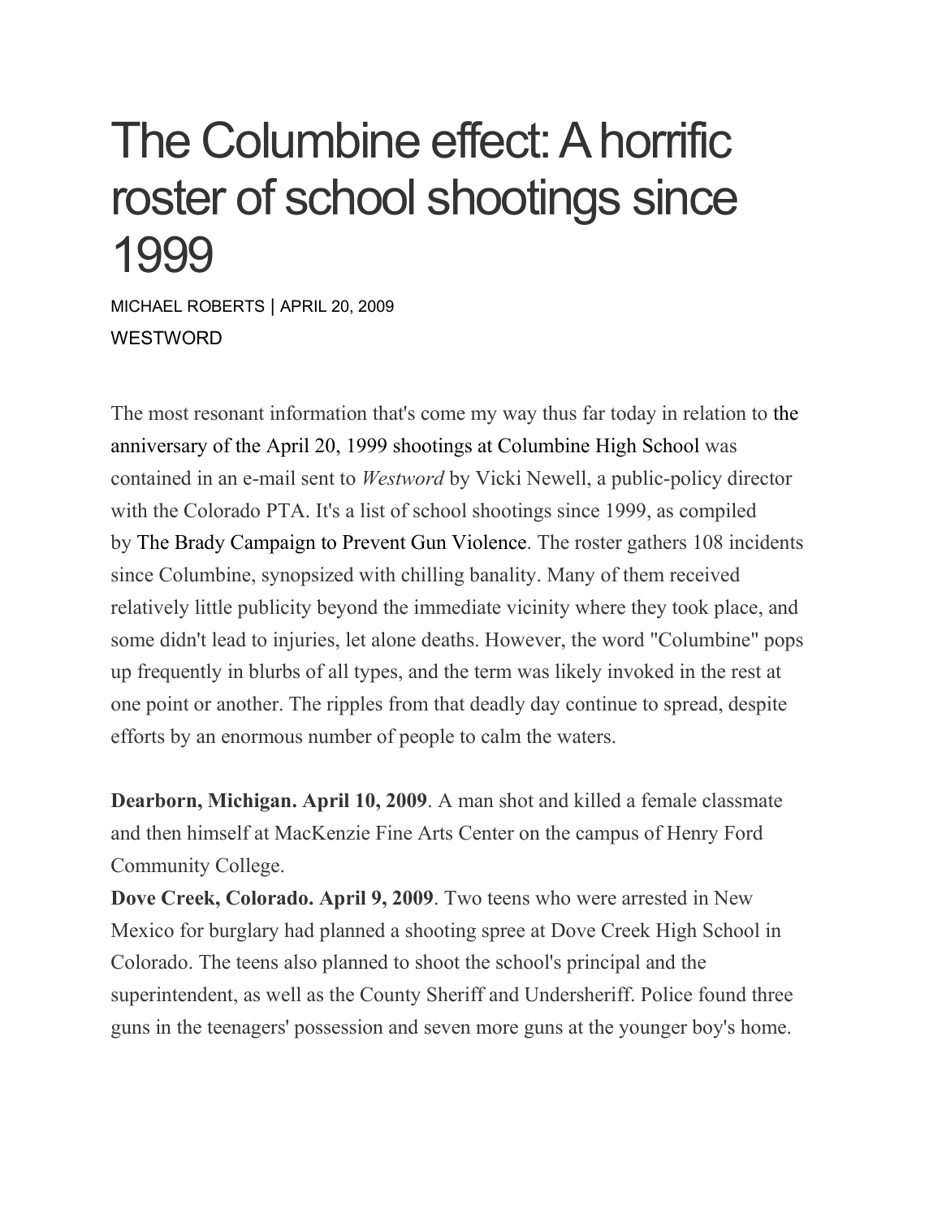# The Columbine effect: A horrific roster of school shootings since 1999

MICHAEL ROBERTS | APRIL 20, 2009

WESTWORD

The most resonant information that's come my way thus far today in relation to the anniversary of the April 20, 1999 shootings at Columbine High School was contained in an e-mail sent to *Westword* by Vicki Newell, a public-policy director with the Colorado PTA. It's a list of school shootings since 1999, as compiled by The Brady Campaign to Prevent Gun Violence. The roster gathers 108 incidents since Columbine, synopsized with chilling banality. Many of them received relatively little publicity beyond the immediate vicinity where they took place, and some didn't lead to injuries, let alone deaths. However, the word "Columbine" pops up frequently in blurbs of all types, and the term was likely invoked in the rest at one point or another. The ripples from that deadly day continue to spread, despite efforts by an enormous number of people to calm the waters.

**Dearborn, Michigan. April 10, 2009**. A man shot and killed a female classmate and then himself at MacKenzie Fine Arts Center on the campus of Henry Ford Community College.

**Dove Creek, Colorado. April 9, 2009**. Two teens who were arrested in New Mexico for burglary had planned a shooting spree at Dove Creek High School in Colorado. The teens also planned to shoot the school's principal and the superintendent, as well as the County Sheriff and Undersheriff. Police found three guns in the teenagers' possession and seven more guns at the younger boy's home.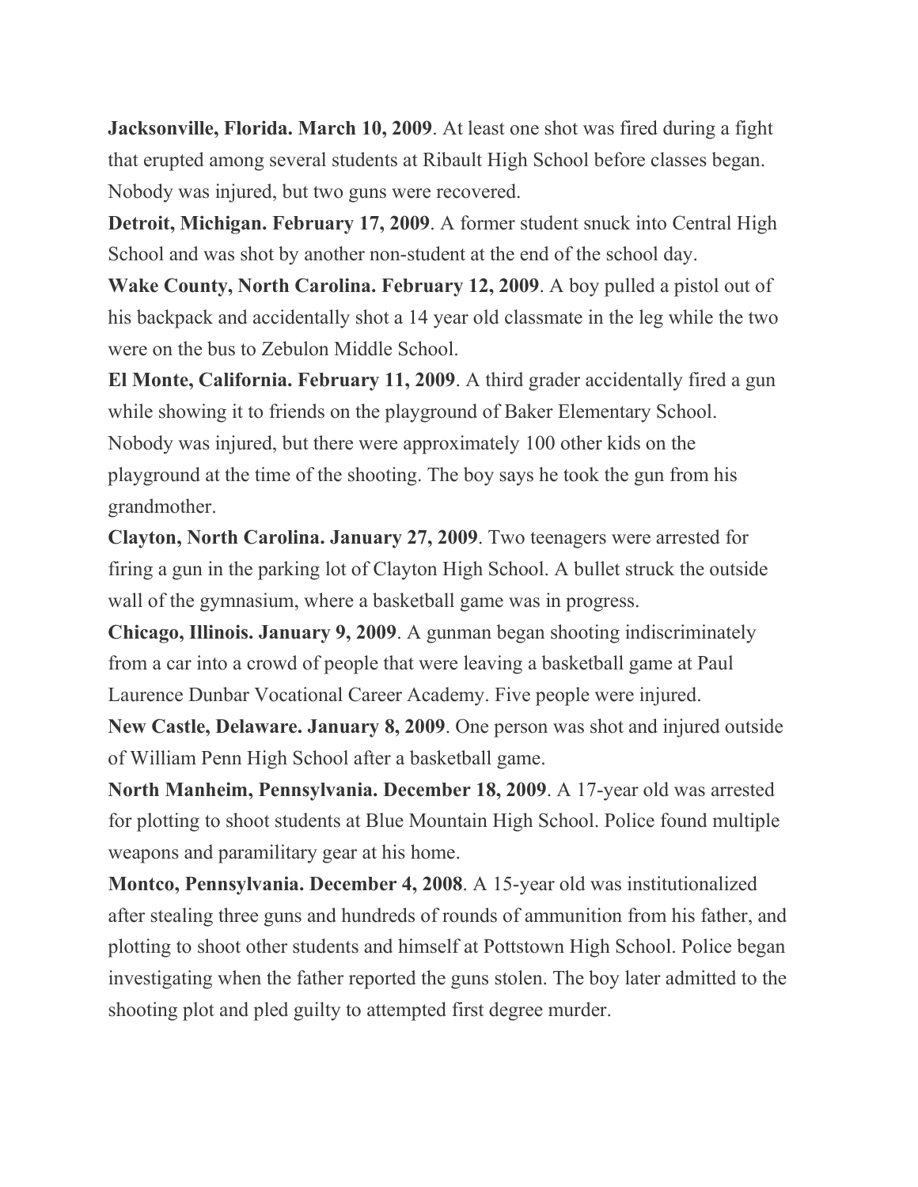**Jacksonville, Florida. March 10, 2009**. At least one shot was fired during a fight that erupted among several students at Ribault High School before classes began. Nobody was injured, but two guns were recovered.

**Detroit, Michigan. February 17, 2009**. A former student snuck into Central High School and was shot by another non-student at the end of the school day.

**Wake County, North Carolina. February 12, 2009**. A boy pulled a pistol out of his backpack and accidentally shot a 14 year old classmate in the leg while the two were on the bus to Zebulon Middle School.

**El Monte, California. February 11, 2009**. A third grader accidentally fired a gun while showing it to friends on the playground of Baker Elementary School. Nobody was injured, but there were approximately 100 other kids on the playground at the time of the shooting. The boy says he took the gun from his grandmother.

**Clayton, North Carolina. January 27, 2009**. Two teenagers were arrested for firing a gun in the parking lot of Clayton High School. A bullet struck the outside wall of the gymnasium, where a basketball game was in progress.

**Chicago, Illinois. January 9, 2009**. A gunman began shooting indiscriminately from a car into a crowd of people that were leaving a basketball game at Paul Laurence Dunbar Vocational Career Academy. Five people were injured.

**New Castle, Delaware. January 8, 2009**. One person was shot and injured outside of William Penn High School after a basketball game.

**North Manheim, Pennsylvania. December 18, 2009**. A 17-year old was arrested for plotting to shoot students at Blue Mountain High School. Police found multiple weapons and paramilitary gear at his home.

**Montco, Pennsylvania. December 4, 2008**. A 15-year old was institutionalized after stealing three guns and hundreds of rounds of ammunition from his father, and plotting to shoot other students and himself at Pottstown High School. Police began investigating when the father reported the guns stolen. The boy later admitted to the shooting plot and pled guilty to attempted first degree murder.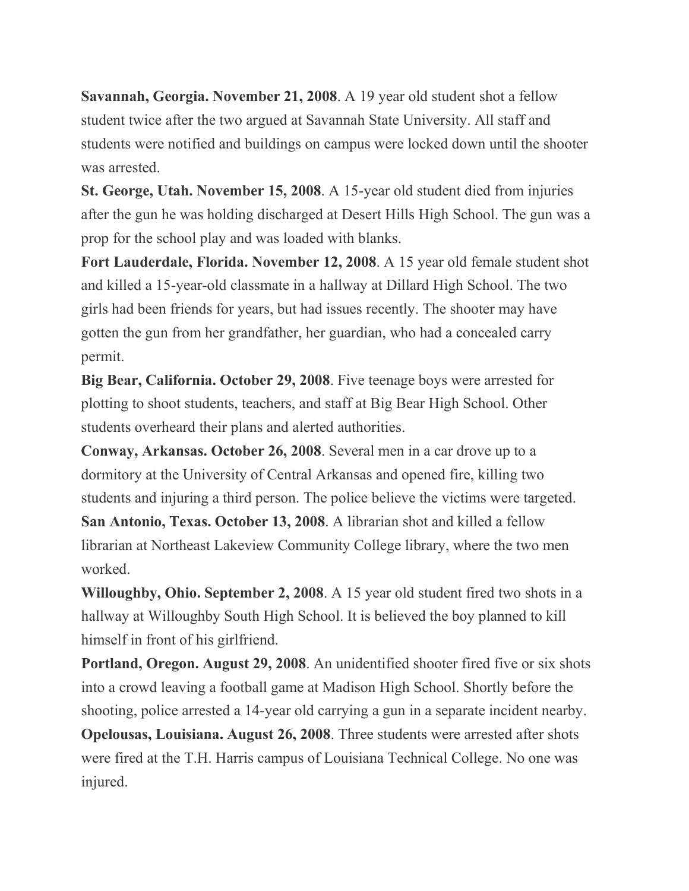**Savannah, Georgia. November 21, 2008**. A 19 year old student shot a fellow student twice after the two argued at Savannah State University. All staff and students were notified and buildings on campus were locked down until the shooter was arrested.

**St. George, Utah. November 15, 2008**. A 15-year old student died from injuries after the gun he was holding discharged at Desert Hills High School. The gun was a prop for the school play and was loaded with blanks.

**Fort Lauderdale, Florida. November 12, 2008**. A 15 year old female student shot and killed a 15-year-old classmate in a hallway at Dillard High School. The two girls had been friends for years, but had issues recently. The shooter may have gotten the gun from her grandfather, her guardian, who had a concealed carry permit.

**Big Bear, California. October 29, 2008**. Five teenage boys were arrested for plotting to shoot students, teachers, and staff at Big Bear High School. Other students overheard their plans and alerted authorities.

**Conway, Arkansas. October 26, 2008**. Several men in a car drove up to a dormitory at the University of Central Arkansas and opened fire, killing two students and injuring a third person. The police believe the victims were targeted.

**San Antonio, Texas. October 13, 2008**. A librarian shot and killed a fellow librarian at Northeast Lakeview Community College library, where the two men worked.

**Willoughby, Ohio. September 2, 2008**. A 15 year old student fired two shots in a hallway at Willoughby South High School. It is believed the boy planned to kill himself in front of his girlfriend.

**Portland, Oregon. August 29, 2008**. An unidentified shooter fired five or six shots into a crowd leaving a football game at Madison High School. Shortly before the shooting, police arrested a 14-year old carrying a gun in a separate incident nearby.

**Opelousas, Louisiana. August 26, 2008**. Three students were arrested after shots were fired at the T.H. Harris campus of Louisiana Technical College. No one was injured.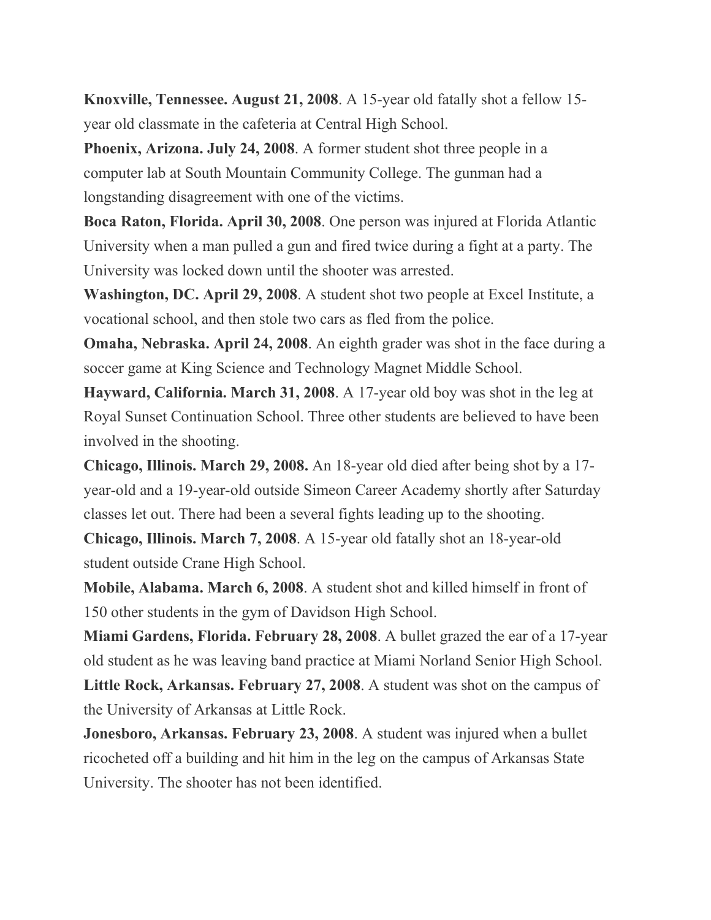**Knoxville, Tennessee. August 21, 2008**. A 15-year old fatally shot a fellow 15-year old classmate in the cafeteria at Central High School.

**Phoenix, Arizona. July 24, 2008**. A former student shot three people in a computer lab at South Mountain Community College. The gunman had a longstanding disagreement with one of the victims.

**Boca Raton, Florida. April 30, 2008**. One person was injured at Florida Atlantic University when a man pulled a gun and fired twice during a fight at a party. The University was locked down until the shooter was arrested.

**Washington, DC. April 29, 2008**. A student shot two people at Excel Institute, a vocational school, and then stole two cars as fled from the police.

**Omaha, Nebraska. April 24, 2008**. An eighth grader was shot in the face during a soccer game at King Science and Technology Magnet Middle School.

**Hayward, California. March 31, 2008**. A 17-year old boy was shot in the leg at Royal Sunset Continuation School. Three other students are believed to have been involved in the shooting.

**Chicago, Illinois. March 29, 2008.** An 18-year old died after being shot by a 17-year-old and a 19-year-old outside Simeon Career Academy shortly after Saturday classes let out. There had been a several fights leading up to the shooting.

**Chicago, Illinois. March 7, 2008**. A 15-year old fatally shot an 18-year-old student outside Crane High School.

**Mobile, Alabama. March 6, 2008**. A student shot and killed himself in front of 150 other students in the gym of Davidson High School.

**Miami Gardens, Florida. February 28, 2008**. A bullet grazed the ear of a 17-year old student as he was leaving band practice at Miami Norland Senior High School.

**Little Rock, Arkansas. February 27, 2008**. A student was shot on the campus of the University of Arkansas at Little Rock.

**Jonesboro, Arkansas. February 23, 2008**. A student was injured when a bullet ricocheted off a building and hit him in the leg on the campus of Arkansas State University. The shooter has not been identified.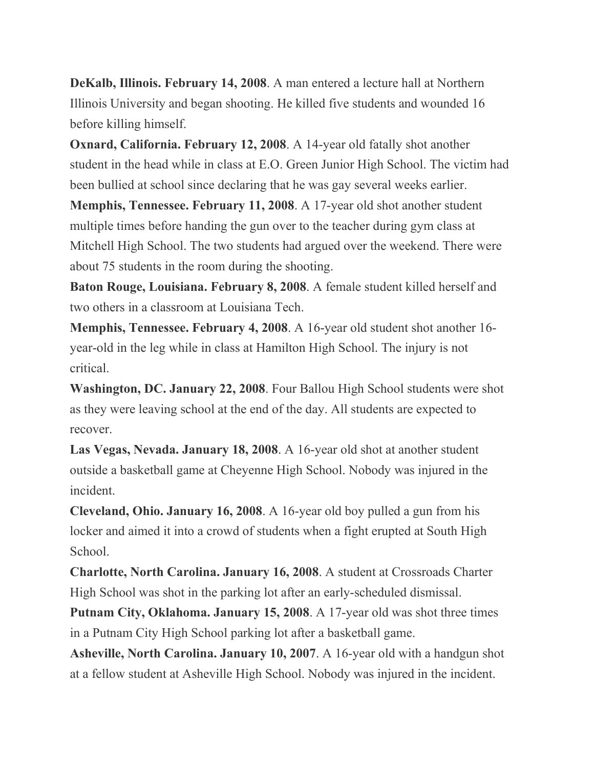**DeKalb, Illinois. February 14, 2008**. A man entered a lecture hall at Northern Illinois University and began shooting. He killed five students and wounded 16 before killing himself.

**Oxnard, California. February 12, 2008**. A 14-year old fatally shot another student in the head while in class at E.O. Green Junior High School. The victim had been bullied at school since declaring that he was gay several weeks earlier.

**Memphis, Tennessee. February 11, 2008**. A 17-year old shot another student multiple times before handing the gun over to the teacher during gym class at Mitchell High School. The two students had argued over the weekend. There were about 75 students in the room during the shooting.

**Baton Rouge, Louisiana. February 8, 2008**. A female student killed herself and two others in a classroom at Louisiana Tech.

**Memphis, Tennessee. February 4, 2008**. A 16-year old student shot another 16-year-old in the leg while in class at Hamilton High School. The injury is not critical.

**Washington, DC. January 22, 2008**. Four Ballou High School students were shot as they were leaving school at the end of the day. All students are expected to recover.

**Las Vegas, Nevada. January 18, 2008**. A 16-year old shot at another student outside a basketball game at Cheyenne High School. Nobody was injured in the incident.

**Cleveland, Ohio. January 16, 2008**. A 16-year old boy pulled a gun from his locker and aimed it into a crowd of students when a fight erupted at South High School.

**Charlotte, North Carolina. January 16, 2008**. A student at Crossroads Charter High School was shot in the parking lot after an early-scheduled dismissal.

**Putnam City, Oklahoma. January 15, 2008**. A 17-year old was shot three times in a Putnam City High School parking lot after a basketball game.

**Asheville, North Carolina. January 10, 2007**. A 16-year old with a handgun shot at a fellow student at Asheville High School. Nobody was injured in the incident.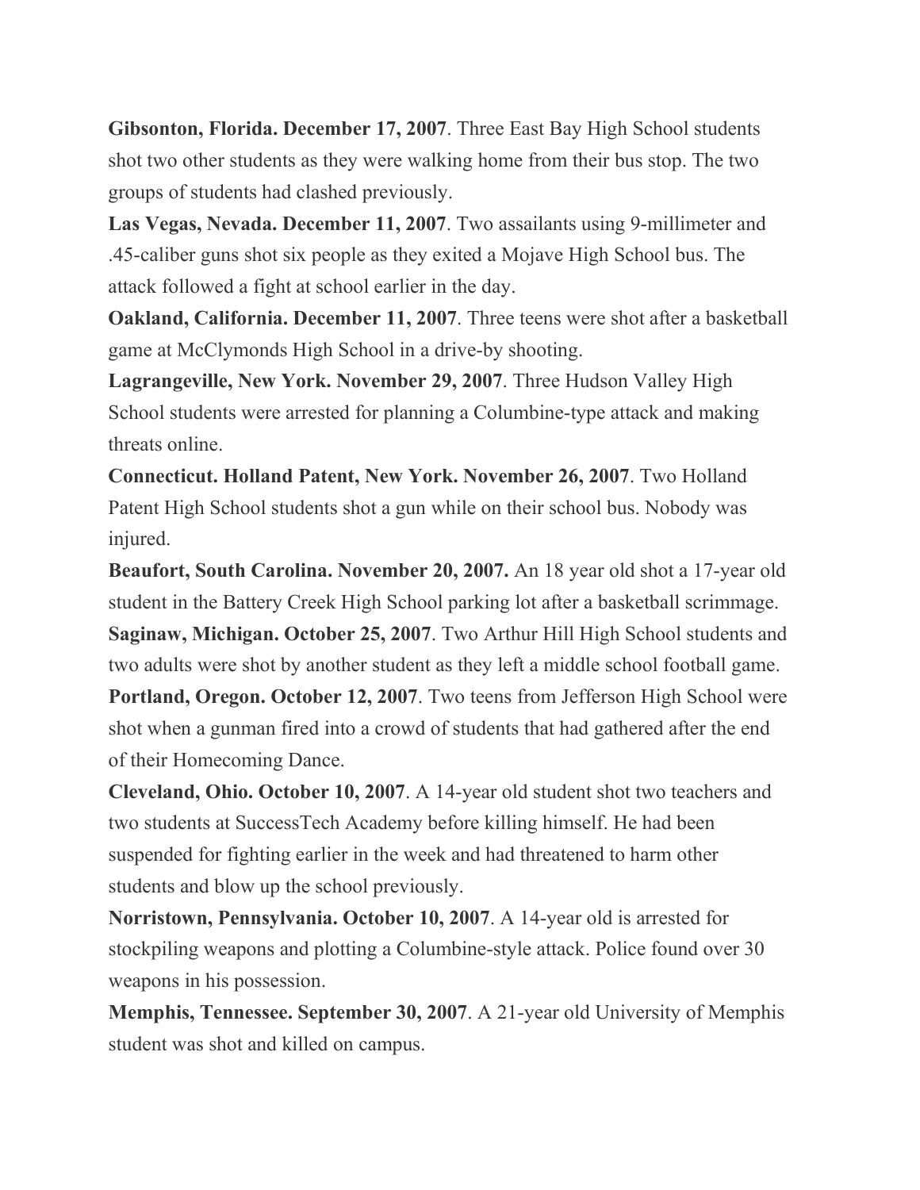**Gibsonton, Florida. December 17, 2007**. Three East Bay High School students shot two other students as they were walking home from their bus stop. The two groups of students had clashed previously.

**Las Vegas, Nevada. December 11, 2007**. Two assailants using 9-millimeter and .45-caliber guns shot six people as they exited a Mojave High School bus. The attack followed a fight at school earlier in the day.

**Oakland, California. December 11, 2007**. Three teens were shot after a basketball game at McClymonds High School in a drive-by shooting.

**Lagrangeville, New York. November 29, 2007**. Three Hudson Valley High School students were arrested for planning a Columbine-type attack and making threats online.

**Connecticut. Holland Patent, New York. November 26, 2007**. Two Holland Patent High School students shot a gun while on their school bus. Nobody was injured.

**Beaufort, South Carolina. November 20, 2007.** An 18 year old shot a 17-year old student in the Battery Creek High School parking lot after a basketball scrimmage.

**Saginaw, Michigan. October 25, 2007**. Two Arthur Hill High School students and two adults were shot by another student as they left a middle school football game.

**Portland, Oregon. October 12, 2007**. Two teens from Jefferson High School were shot when a gunman fired into a crowd of students that had gathered after the end of their Homecoming Dance.

**Cleveland, Ohio. October 10, 2007**. A 14-year old student shot two teachers and two students at SuccessTech Academy before killing himself. He had been suspended for fighting earlier in the week and had threatened to harm other students and blow up the school previously.

**Norristown, Pennsylvania. October 10, 2007**. A 14-year old is arrested for stockpiling weapons and plotting a Columbine-style attack. Police found over 30 weapons in his possession.

**Memphis, Tennessee. September 30, 2007**. A 21-year old University of Memphis student was shot and killed on campus.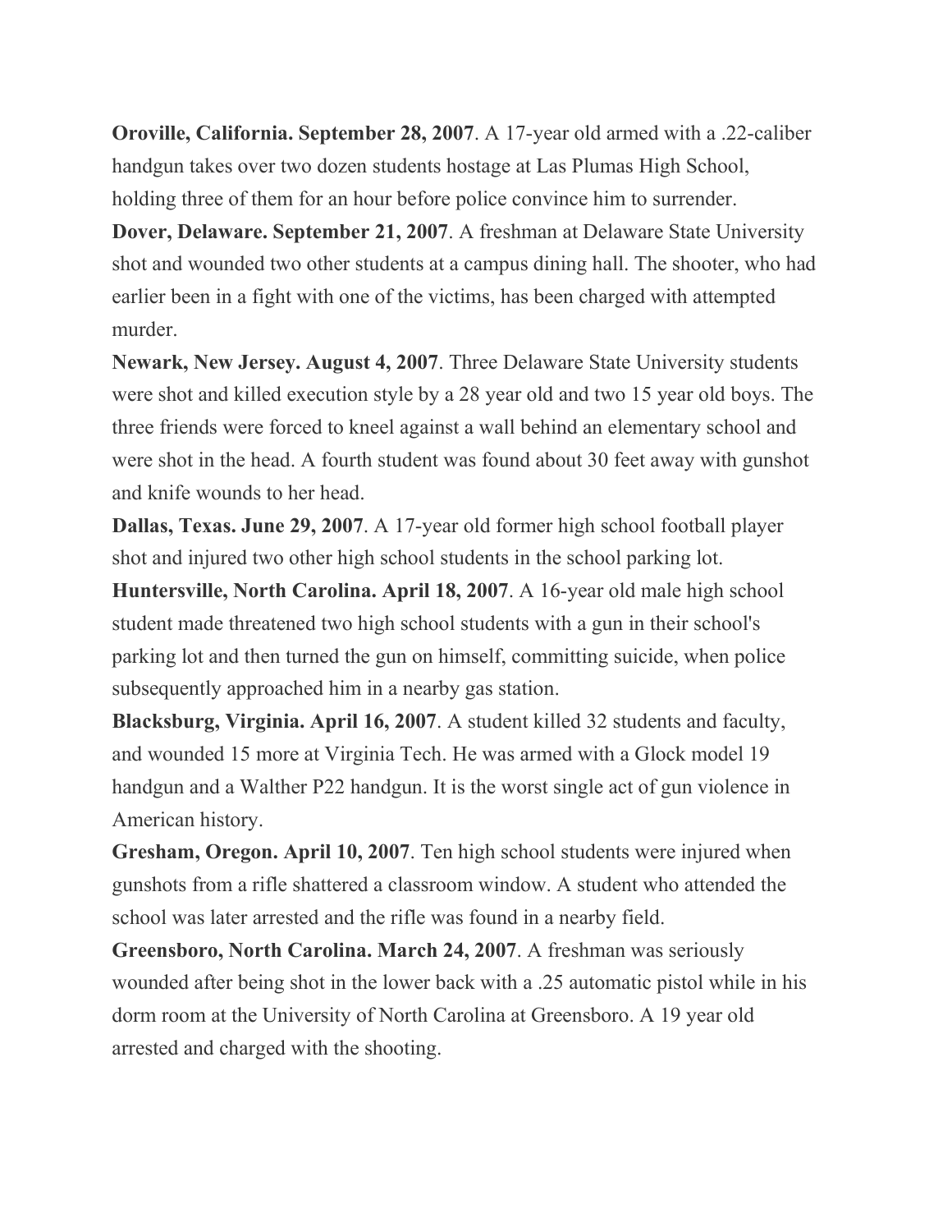**Oroville, California. September 28, 2007**. A 17-year old armed with a .22-caliber handgun takes over two dozen students hostage at Las Plumas High School, holding three of them for an hour before police convince him to surrender.

**Dover, Delaware. September 21, 2007**. A freshman at Delaware State University shot and wounded two other students at a campus dining hall. The shooter, who had earlier been in a fight with one of the victims, has been charged with attempted murder.

**Newark, New Jersey. August 4, 2007**. Three Delaware State University students were shot and killed execution style by a 28 year old and two 15 year old boys. The three friends were forced to kneel against a wall behind an elementary school and were shot in the head. A fourth student was found about 30 feet away with gunshot and knife wounds to her head.

**Dallas, Texas. June 29, 2007**. A 17-year old former high school football player shot and injured two other high school students in the school parking lot.

**Huntersville, North Carolina. April 18, 2007**. A 16-year old male high school student made threatened two high school students with a gun in their school's parking lot and then turned the gun on himself, committing suicide, when police subsequently approached him in a nearby gas station.

**Blacksburg, Virginia. April 16, 2007**. A student killed 32 students and faculty, and wounded 15 more at Virginia Tech. He was armed with a Glock model 19 handgun and a Walther P22 handgun. It is the worst single act of gun violence in American history.

**Gresham, Oregon. April 10, 2007**. Ten high school students were injured when gunshots from a rifle shattered a classroom window. A student who attended the school was later arrested and the rifle was found in a nearby field.

**Greensboro, North Carolina. March 24, 2007**. A freshman was seriously wounded after being shot in the lower back with a .25 automatic pistol while in his dorm room at the University of North Carolina at Greensboro. A 19 year old arrested and charged with the shooting.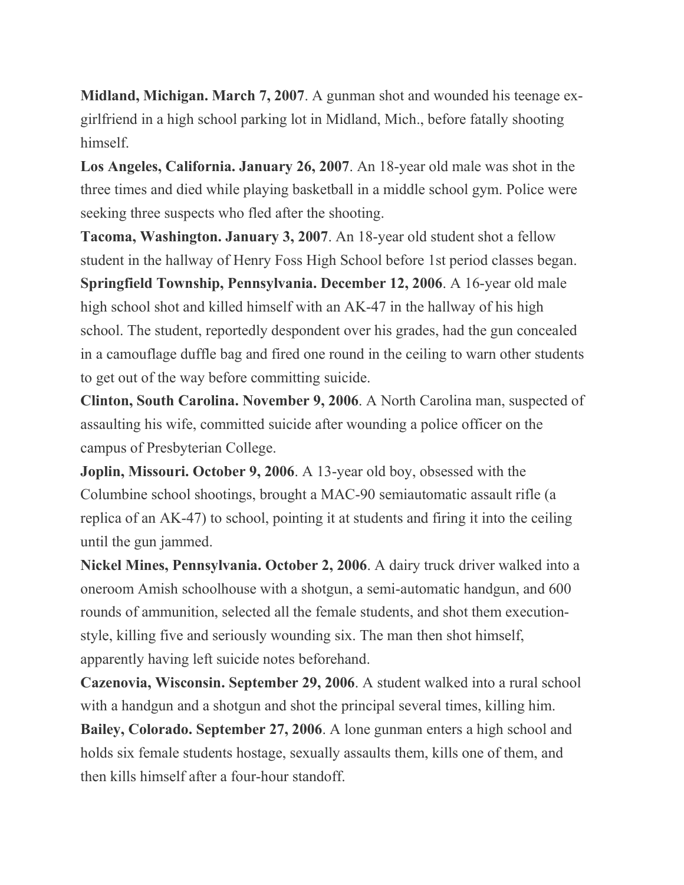**Midland, Michigan. March 7, 2007**. A gunman shot and wounded his teenage ex-girlfriend in a high school parking lot in Midland, Mich., before fatally shooting himself.

**Los Angeles, California. January 26, 2007**. An 18-year old male was shot in the three times and died while playing basketball in a middle school gym. Police were seeking three suspects who fled after the shooting.

**Tacoma, Washington. January 3, 2007**. An 18-year old student shot a fellow student in the hallway of Henry Foss High School before 1st period classes began.

**Springfield Township, Pennsylvania. December 12, 2006**. A 16-year old male high school shot and killed himself with an AK-47 in the hallway of his high school. The student, reportedly despondent over his grades, had the gun concealed in a camouflage duffle bag and fired one round in the ceiling to warn other students to get out of the way before committing suicide.

**Clinton, South Carolina. November 9, 2006**. A North Carolina man, suspected of assaulting his wife, committed suicide after wounding a police officer on the campus of Presbyterian College.

**Joplin, Missouri. October 9, 2006**. A 13-year old boy, obsessed with the Columbine school shootings, brought a MAC-90 semiautomatic assault rifle (a replica of an AK-47) to school, pointing it at students and firing it into the ceiling until the gun jammed.

**Nickel Mines, Pennsylvania. October 2, 2006**. A dairy truck driver walked into a oneroom Amish schoolhouse with a shotgun, a semi-automatic handgun, and 600 rounds of ammunition, selected all the female students, and shot them execution-style, killing five and seriously wounding six. The man then shot himself, apparently having left suicide notes beforehand.

**Cazenovia, Wisconsin. September 29, 2006**. A student walked into a rural school with a handgun and a shotgun and shot the principal several times, killing him.

**Bailey, Colorado. September 27, 2006**. A lone gunman enters a high school and holds six female students hostage, sexually assaults them, kills one of them, and then kills himself after a four-hour standoff.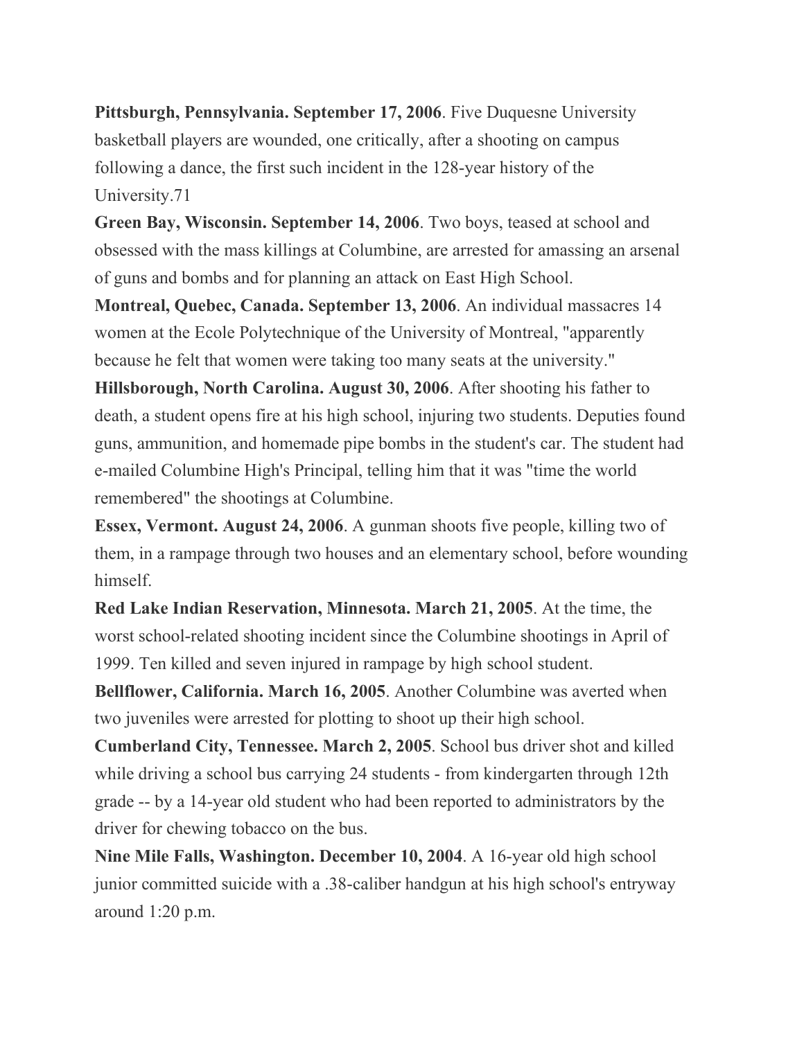**Pittsburgh, Pennsylvania. September 17, 2006**. Five Duquesne University basketball players are wounded, one critically, after a shooting on campus following a dance, the first such incident in the 128-year history of the University.71

**Green Bay, Wisconsin. September 14, 2006**. Two boys, teased at school and obsessed with the mass killings at Columbine, are arrested for amassing an arsenal of guns and bombs and for planning an attack on East High School.

**Montreal, Quebec, Canada. September 13, 2006**. An individual massacres 14 women at the Ecole Polytechnique of the University of Montreal, "apparently because he felt that women were taking too many seats at the university."

**Hillsborough, North Carolina. August 30, 2006**. After shooting his father to death, a student opens fire at his high school, injuring two students. Deputies found guns, ammunition, and homemade pipe bombs in the student's car. The student had e-mailed Columbine High's Principal, telling him that it was "time the world remembered" the shootings at Columbine.

**Essex, Vermont. August 24, 2006**. A gunman shoots five people, killing two of them, in a rampage through two houses and an elementary school, before wounding himself.

**Red Lake Indian Reservation, Minnesota. March 21, 2005**. At the time, the worst school-related shooting incident since the Columbine shootings in April of 1999. Ten killed and seven injured in rampage by high school student.

**Bellflower, California. March 16, 2005**. Another Columbine was averted when two juveniles were arrested for plotting to shoot up their high school.

**Cumberland City, Tennessee. March 2, 2005**. School bus driver shot and killed while driving a school bus carrying 24 students - from kindergarten through 12th grade -- by a 14-year old student who had been reported to administrators by the driver for chewing tobacco on the bus.

**Nine Mile Falls, Washington. December 10, 2004**. A 16-year old high school junior committed suicide with a .38-caliber handgun at his high school's entryway around 1:20 p.m.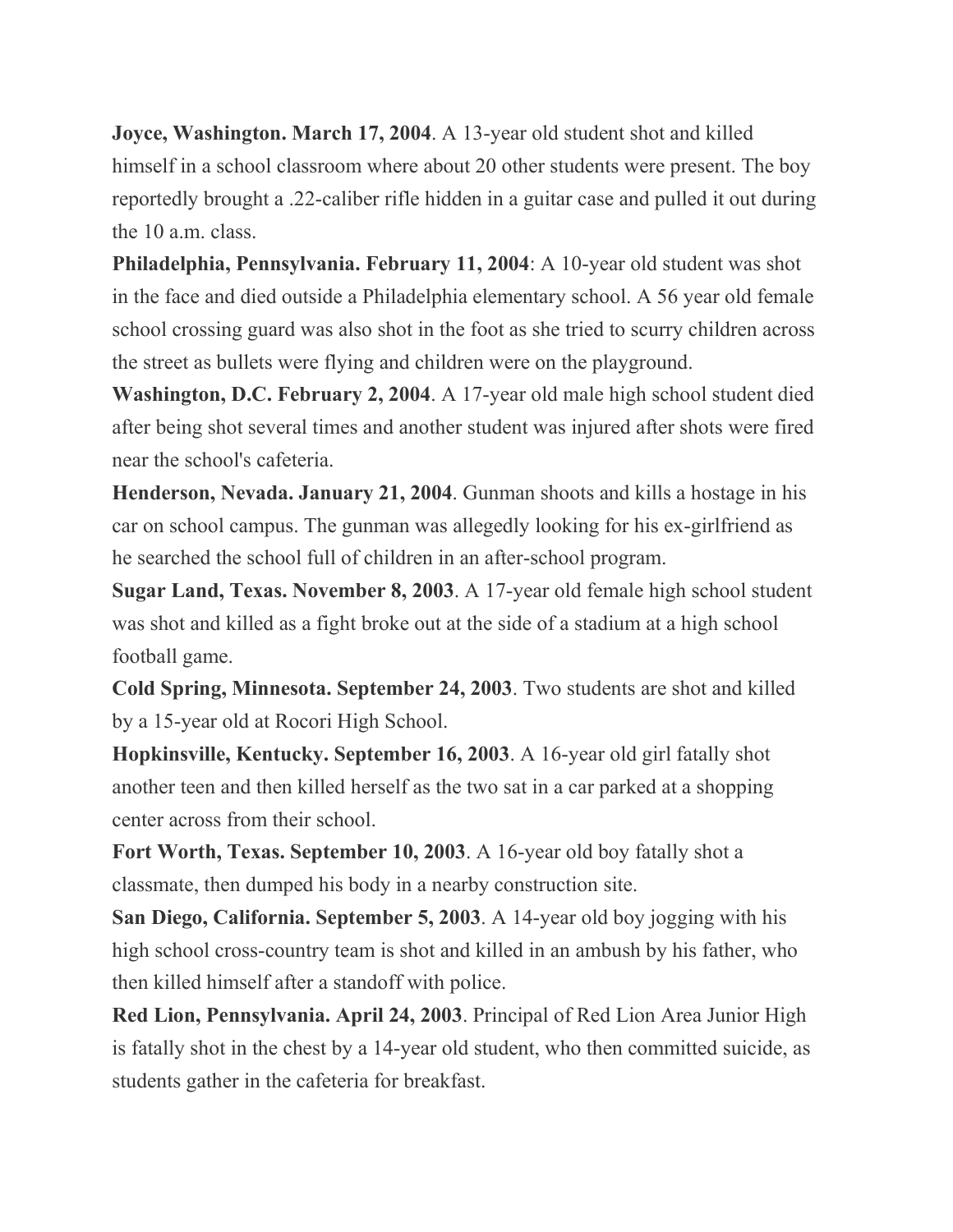**Joyce, Washington. March 17, 2004**. A 13-year old student shot and killed himself in a school classroom where about 20 other students were present. The boy reportedly brought a .22-caliber rifle hidden in a guitar case and pulled it out during the 10 a.m. class.

**Philadelphia, Pennsylvania. February 11, 2004**: A 10-year old student was shot in the face and died outside a Philadelphia elementary school. A 56 year old female school crossing guard was also shot in the foot as she tried to scurry children across the street as bullets were flying and children were on the playground.

**Washington, D.C. February 2, 2004**. A 17-year old male high school student died after being shot several times and another student was injured after shots were fired near the school's cafeteria.

**Henderson, Nevada. January 21, 2004**. Gunman shoots and kills a hostage in his car on school campus. The gunman was allegedly looking for his ex-girlfriend as he searched the school full of children in an after-school program.

**Sugar Land, Texas. November 8, 2003**. A 17-year old female high school student was shot and killed as a fight broke out at the side of a stadium at a high school football game.

**Cold Spring, Minnesota. September 24, 2003**. Two students are shot and killed by a 15-year old at Rocori High School.

**Hopkinsville, Kentucky. September 16, 2003**. A 16-year old girl fatally shot another teen and then killed herself as the two sat in a car parked at a shopping center across from their school.

**Fort Worth, Texas. September 10, 2003**. A 16-year old boy fatally shot a classmate, then dumped his body in a nearby construction site.

**San Diego, California. September 5, 2003**. A 14-year old boy jogging with his high school cross-country team is shot and killed in an ambush by his father, who then killed himself after a standoff with police.

**Red Lion, Pennsylvania. April 24, 2003**. Principal of Red Lion Area Junior High is fatally shot in the chest by a 14-year old student, who then committed suicide, as students gather in the cafeteria for breakfast.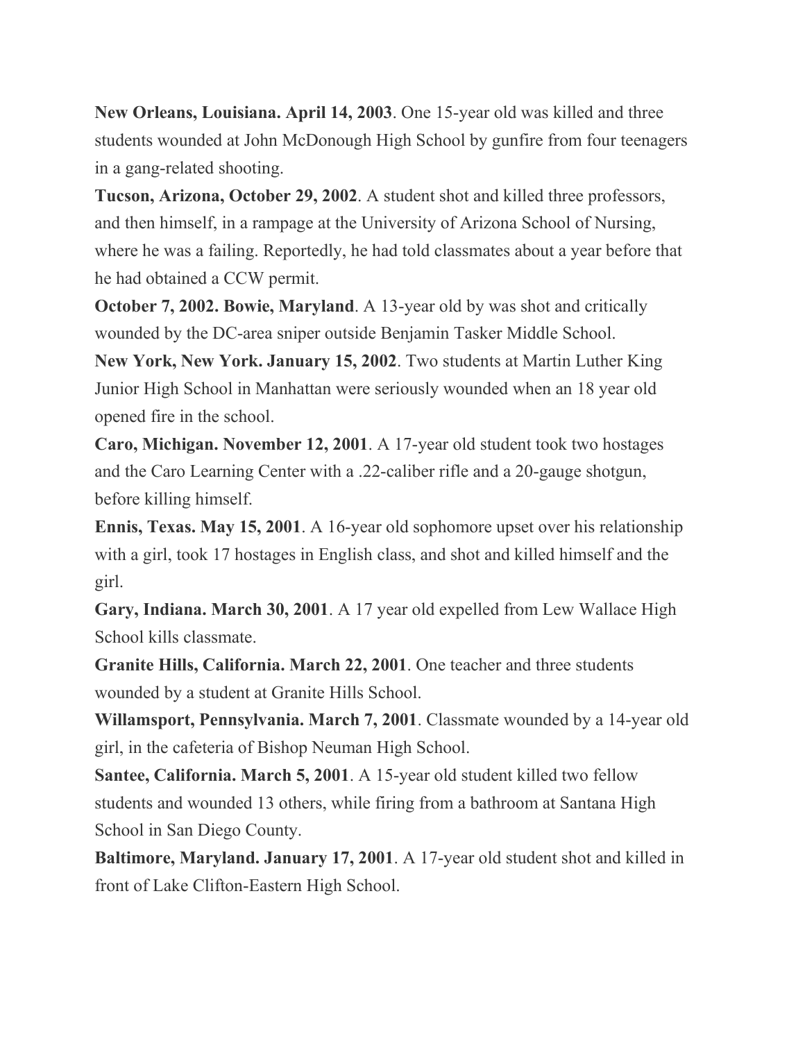**New Orleans, Louisiana. April 14, 2003**. One 15-year old was killed and three students wounded at John McDonough High School by gunfire from four teenagers in a gang-related shooting.

**Tucson, Arizona, October 29, 2002**. A student shot and killed three professors, and then himself, in a rampage at the University of Arizona School of Nursing, where he was a failing. Reportedly, he had told classmates about a year before that he had obtained a CCW permit.

**October 7, 2002. Bowie, Maryland**. A 13-year old by was shot and critically wounded by the DC-area sniper outside Benjamin Tasker Middle School.

**New York, New York. January 15, 2002**. Two students at Martin Luther King Junior High School in Manhattan were seriously wounded when an 18 year old opened fire in the school.

**Caro, Michigan. November 12, 2001**. A 17-year old student took two hostages and the Caro Learning Center with a .22-caliber rifle and a 20-gauge shotgun, before killing himself.

**Ennis, Texas. May 15, 2001**. A 16-year old sophomore upset over his relationship with a girl, took 17 hostages in English class, and shot and killed himself and the girl.

**Gary, Indiana. March 30, 2001**. A 17 year old expelled from Lew Wallace High School kills classmate.

**Granite Hills, California. March 22, 2001**. One teacher and three students wounded by a student at Granite Hills School.

**Willamsport, Pennsylvania. March 7, 2001**. Classmate wounded by a 14-year old girl, in the cafeteria of Bishop Neuman High School.

**Santee, California. March 5, 2001**. A 15-year old student killed two fellow students and wounded 13 others, while firing from a bathroom at Santana High School in San Diego County.

**Baltimore, Maryland. January 17, 2001**. A 17-year old student shot and killed in front of Lake Clifton-Eastern High School.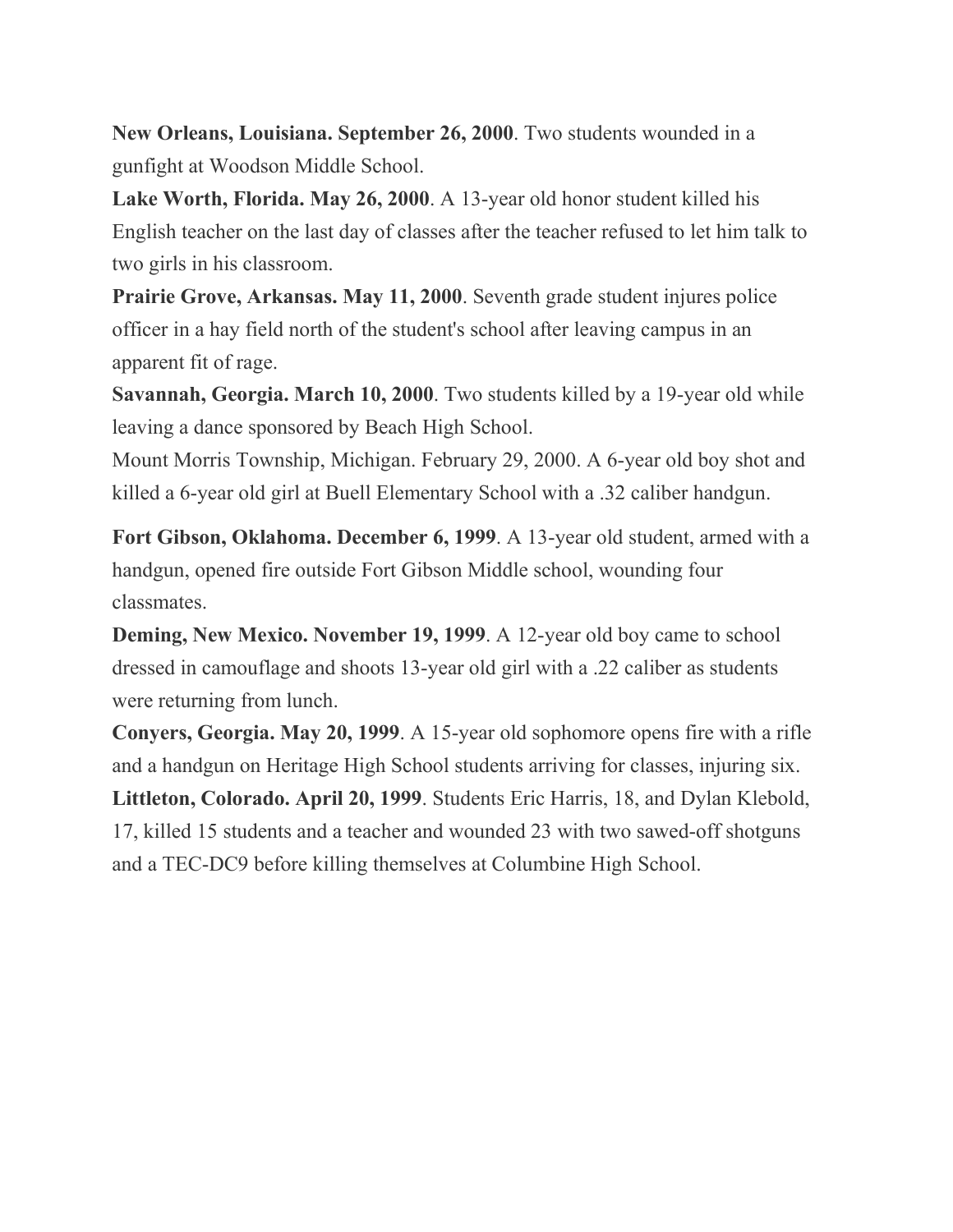**New Orleans, Louisiana. September 26, 2000**. Two students wounded in a gunfight at Woodson Middle School.

**Lake Worth, Florida. May 26, 2000**. A 13-year old honor student killed his English teacher on the last day of classes after the teacher refused to let him talk to two girls in his classroom.

**Prairie Grove, Arkansas. May 11, 2000**. Seventh grade student injures police officer in a hay field north of the student's school after leaving campus in an apparent fit of rage.

**Savannah, Georgia. March 10, 2000**. Two students killed by a 19-year old while leaving a dance sponsored by Beach High School.

Mount Morris Township, Michigan. February 29, 2000. A 6-year old boy shot and killed a 6-year old girl at Buell Elementary School with a .32 caliber handgun.

**Fort Gibson, Oklahoma. December 6, 1999**. A 13-year old student, armed with a handgun, opened fire outside Fort Gibson Middle school, wounding four classmates.

**Deming, New Mexico. November 19, 1999**. A 12-year old boy came to school dressed in camouflage and shoots 13-year old girl with a .22 caliber as students were returning from lunch.

**Conyers, Georgia. May 20, 1999**. A 15-year old sophomore opens fire with a rifle and a handgun on Heritage High School students arriving for classes, injuring six.

**Littleton, Colorado. April 20, 1999**. Students Eric Harris, 18, and Dylan Klebold, 17, killed 15 students and a teacher and wounded 23 with two sawed-off shotguns and a TEC-DC9 before killing themselves at Columbine High School.